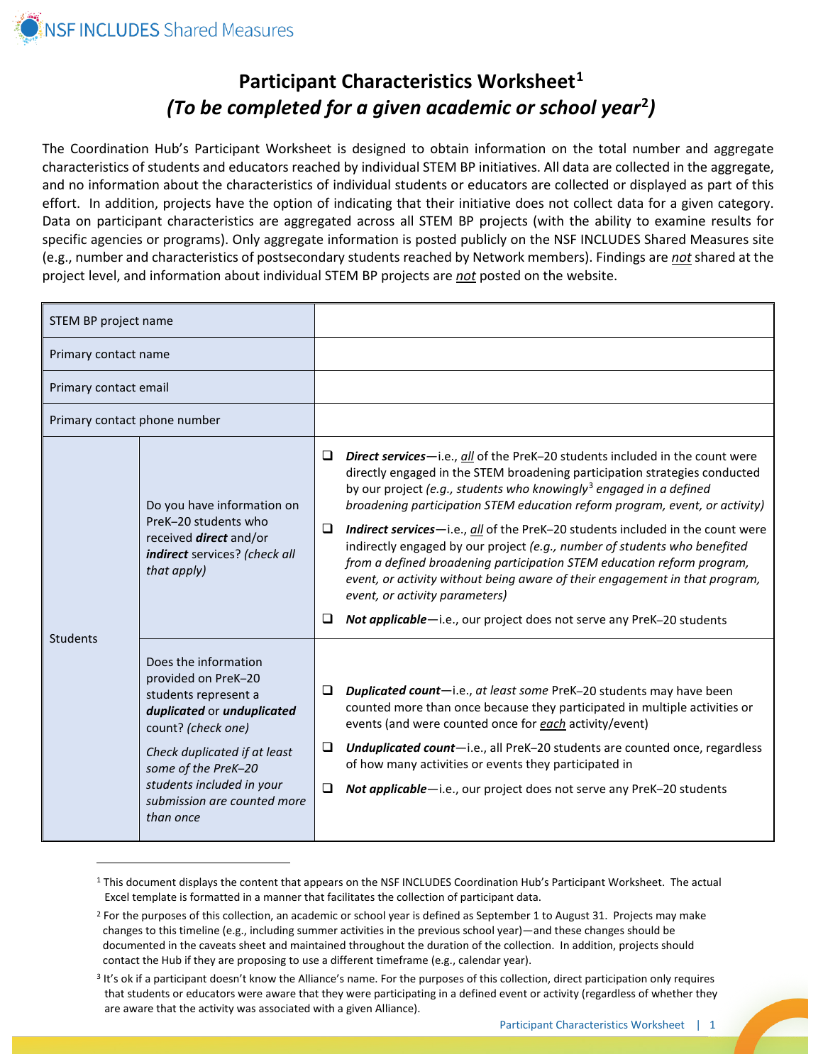# Participant Characteristics Worksheet[1]

## *(To be completed for a given academic or school year[2])*

The Coordination Hub's Participant Worksheet is designed to obtain information on the total number and aggregate characteristics of students and educators reached by individual STEM BP initiatives. All data are collected in the aggregate, and no information about the characteristics of individual students or educators are collected or displayed as part of this effort. In addition, projects have the option of indicating that their initiative does not collect data for a given category. Data on participant characteristics are aggregated across all STEM BP projects (with the ability to examine results for specific agencies or programs). Only aggregate information is posted publicly on the NSF INCLUDES Shared Measures site (e.g., number and characteristics of postsecondary students reached by Network members). Findings are ***not*** shared at the project level, and information about individual STEM BP projects are ***not*** posted on the website.

| | | |
|---|---|---|
| STEM BP project name | | |
| Primary contact name | | |
| Primary contact email | | |
| Primary contact phone number | | |
| Students | Do you have information on PreK–20 students who received ***direct*** and/or ***indirect*** services? *(check all that apply)* | ❑ ***Direct services***—i.e., ***all*** of the PreK–20 students included in the count were directly engaged in the STEM broadening participation strategies conducted by our project *(e.g., students who knowingly[3] engaged in a defined broadening participation STEM education reform program, event, or activity)*<br>❑ ***Indirect services***—i.e., ***all*** of the PreK–20 students included in the count were indirectly engaged by our project *(e.g., number of students who benefited from a defined broadening participation STEM education reform program, event, or activity without being aware of their engagement in that program, event, or activity parameters)*<br>❑ ***Not applicable***—i.e., our project does not serve any PreK–20 students |
| | Does the information provided on PreK–20 students represent a ***duplicated*** or ***unduplicated*** count? *(check one)*<br>*Check duplicated if at least some of the PreK–20 students included in your submission are counted more than once* | ❑ ***Duplicated count***—i.e., *at least some* PreK–20 students may have been counted more than once because they participated in multiple activities or events (and were counted once for <u>each</u> activity/event)<br>❑ ***Unduplicated count***—i.e., all PreK–20 students are counted once, regardless of how many activities or events they participated in<br>❑ ***Not applicable***—i.e., our project does not serve any PreK–20 students |

[1] This document displays the content that appears on the NSF INCLUDES Coordination Hub's Participant Worksheet. The actual Excel template is formatted in a manner that facilitates the collection of participant data.

[2] For the purposes of this collection, an academic or school year is defined as September 1 to August 31. Projects may make changes to this timeline (e.g., including summer activities in the previous school year)—and these changes should be documented in the caveats sheet and maintained throughout the duration of the collection. In addition, projects should contact the Hub if they are proposing to use a different timeframe (e.g., calendar year).

[3] It's ok if a participant doesn't know the Alliance's name. For the purposes of this collection, direct participation only requires that students or educators were aware that they were participating in a defined event or activity (regardless of whether they are aware that the activity was associated with a given Alliance).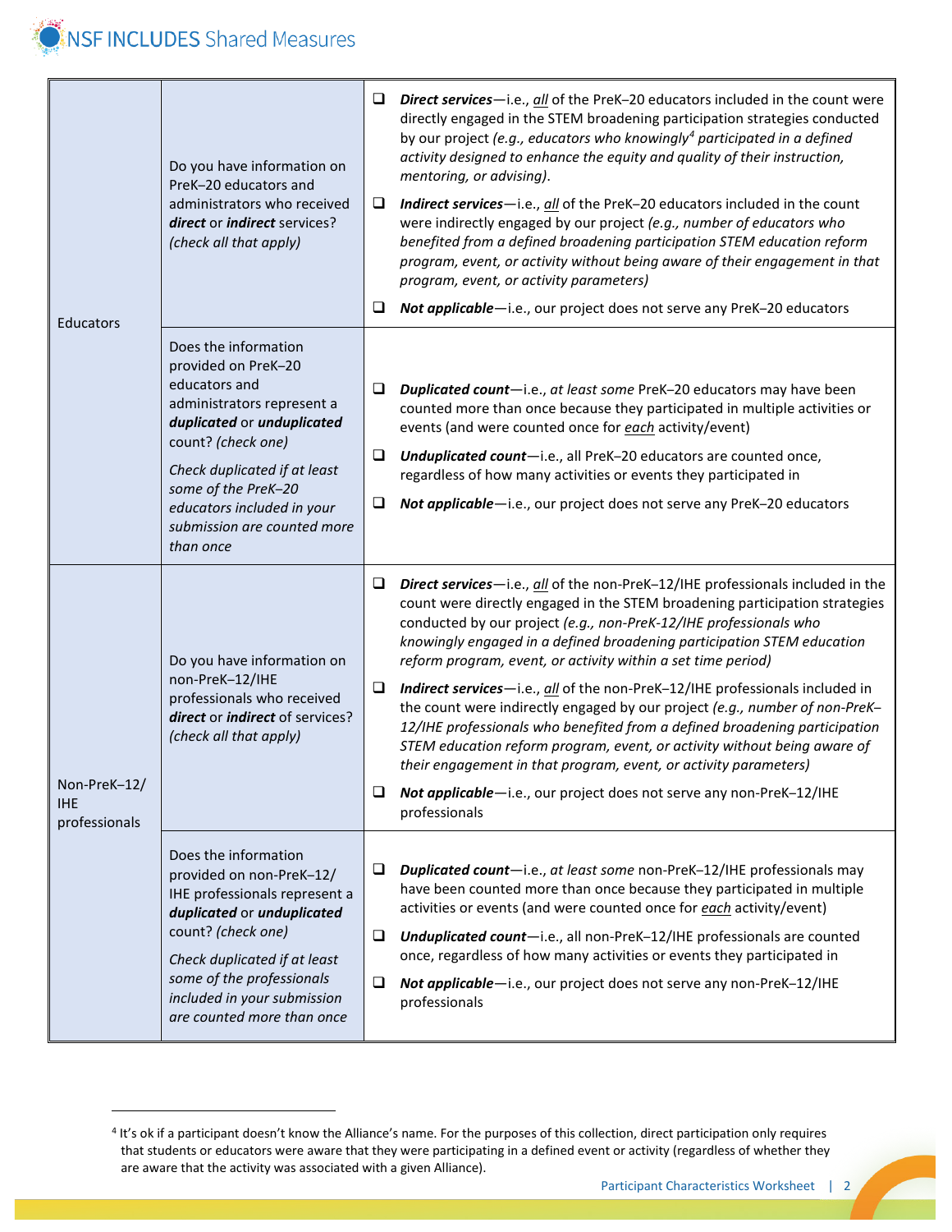| | | |
|---|---|---|
| Educators | Do you have information on PreK–20 educators and administrators who received ***direct*** or ***indirect*** services? *(check all that apply)* | ❑ ***Direct services***—i.e., *all* of the PreK–20 educators included in the count were directly engaged in the STEM broadening participation strategies conducted by our project *(e.g., educators who knowingly[4] participated in a defined activity designed to enhance the equity and quality of their instruction, mentoring, or advising)*.<br>❑ ***Indirect services***—i.e., *all* of the PreK–20 educators included in the count were indirectly engaged by our project *(e.g., number of educators who benefited from a defined broadening participation STEM education reform program, event, or activity without being aware of their engagement in that program, event, or activity parameters)*<br>❑ ***Not applicable***—i.e., our project does not serve any PreK–20 educators |
| | Does the information provided on PreK–20 educators and administrators represent a ***duplicated*** or ***unduplicated*** count? *(check one)*<br>*Check duplicated if at least some of the PreK–20 educators included in your submission are counted more than once* | ❑ ***Duplicated count***—i.e., *at least some* PreK–20 educators may have been counted more than once because they participated in multiple activities or events (and were counted once for *each* activity/event)<br>❑ ***Unduplicated count***—i.e., all PreK–20 educators are counted once, regardless of how many activities or events they participated in<br>❑ ***Not applicable***—i.e., our project does not serve any PreK–20 educators |
| Non-PreK–12/ IHE professionals | Do you have information on non-PreK–12/IHE professionals who received ***direct*** or ***indirect*** of services? *(check all that apply)* | ❑ ***Direct services***—i.e., *all* of the non-PreK–12/IHE professionals included in the count were directly engaged in the STEM broadening participation strategies conducted by our project *(e.g., non-PreK-12/IHE professionals who knowingly engaged in a defined broadening participation STEM education reform program, event, or activity within a set time period)*<br>❑ ***Indirect services***—i.e., *all* of the non-PreK–12/IHE professionals included in the count were indirectly engaged by our project *(e.g., number of non-PreK–12/IHE professionals who benefited from a defined broadening participation STEM education reform program, event, or activity without being aware of their engagement in that program, event, or activity parameters)*<br>❑ ***Not applicable***—i.e., our project does not serve any non-PreK–12/IHE professionals |
| | Does the information provided on non-PreK–12/ IHE professionals represent a ***duplicated*** or ***unduplicated*** count? *(check one)*<br>*Check duplicated if at least some of the professionals included in your submission are counted more than once* | ❑ ***Duplicated count***—i.e., *at least some* non-PreK–12/IHE professionals may have been counted more than once because they participated in multiple activities or events (and were counted once for *each* activity/event)<br>❑ ***Unduplicated count***—i.e., all non-PreK–12/IHE professionals are counted once, regardless of how many activities or events they participated in<br>❑ ***Not applicable***—i.e., our project does not serve any non-PreK–12/IHE professionals |

[4] It's ok if a participant doesn't know the Alliance's name. For the purposes of this collection, direct participation only requires that students or educators were aware that they were participating in a defined event or activity (regardless of whether they are aware that the activity was associated with a given Alliance).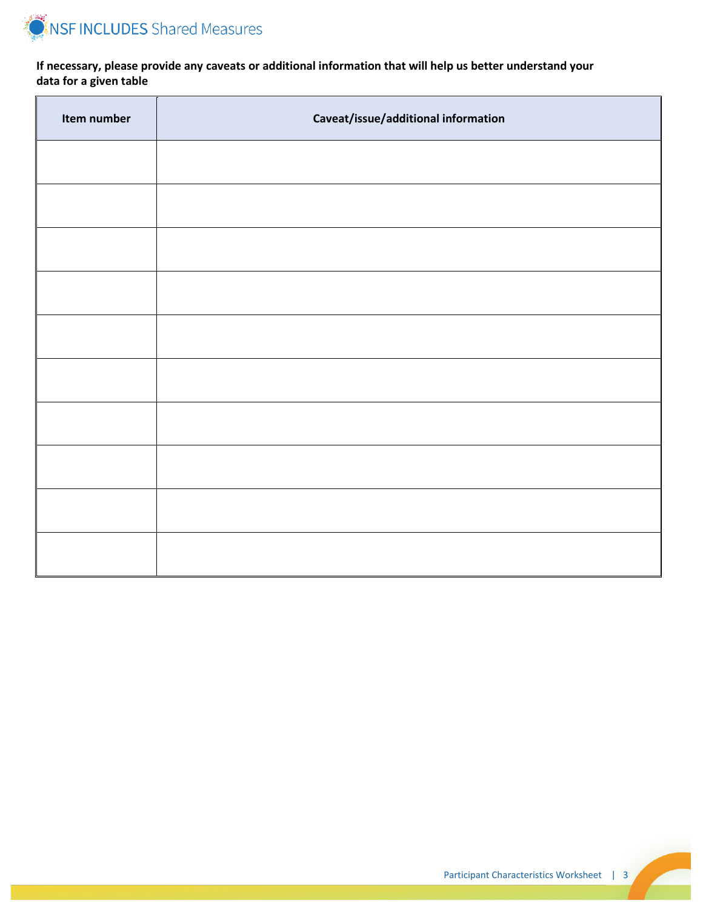**If necessary, please provide any caveats or additional information that will help us better understand your data for a given table**

| Item number | Caveat/issue/additional information |
|---|---|
| | |
| | |
| | |
| | |
| | |
| | |
| | |
| | |
| | |
| | |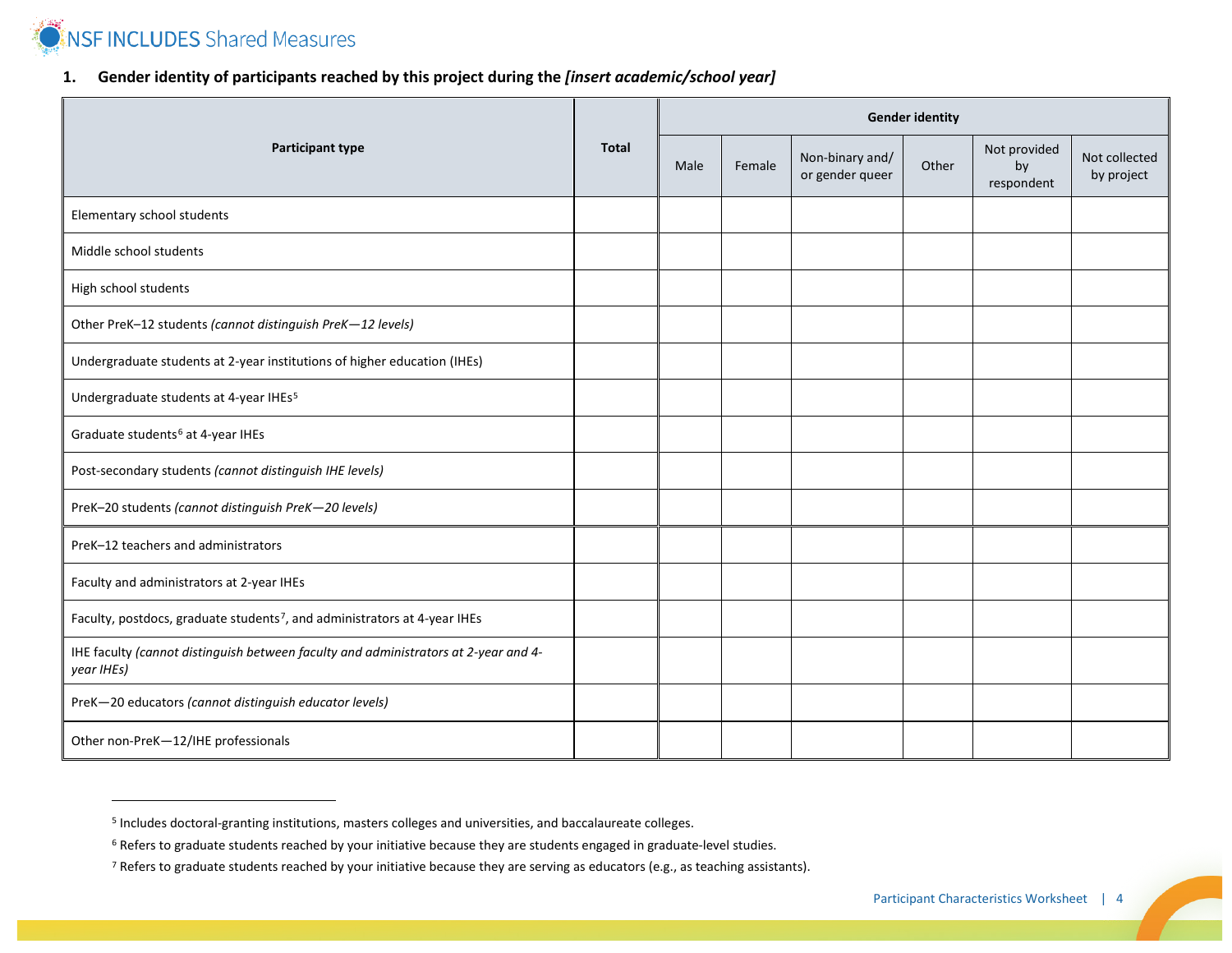1. **Gender identity of participants reached by this project during the *[insert academic/school year]***

| Participant type | Total | Gender identity | | | | | |
|---|---|---|---|---|---|---|---|
| | | Male | Female | Non-binary and/ or gender queer | Other | Not provided by respondent | Not collected by project |
| Elementary school students | | | | | | | |
| Middle school students | | | | | | | |
| High school students | | | | | | | |
| Other PreK–12 students *(cannot distinguish PreK—12 levels)* | | | | | | | |
| Undergraduate students at 2-year institutions of higher education (IHEs) | | | | | | | |
| Undergraduate students at 4-year IHEs[5] | | | | | | | |
| Graduate students[6] at 4-year IHEs | | | | | | | |
| Post-secondary students *(cannot distinguish IHE levels)* | | | | | | | |
| PreK–20 students *(cannot distinguish PreK—20 levels)* | | | | | | | |
| PreK–12 teachers and administrators | | | | | | | |
| Faculty and administrators at 2-year IHEs | | | | | | | |
| Faculty, postdocs, graduate students[7], and administrators at 4-year IHEs | | | | | | | |
| IHE faculty *(cannot distinguish between faculty and administrators at 2-year and 4-year IHEs)* | | | | | | | |
| PreK—20 educators *(cannot distinguish educator levels)* | | | | | | | |
| Other non-PreK—12/IHE professionals | | | | | | | |

[5] Includes doctoral-granting institutions, masters colleges and universities, and baccalaureate colleges.

[6] Refers to graduate students reached by your initiative because they are students engaged in graduate-level studies.

[7] Refers to graduate students reached by your initiative because they are serving as educators (e.g., as teaching assistants).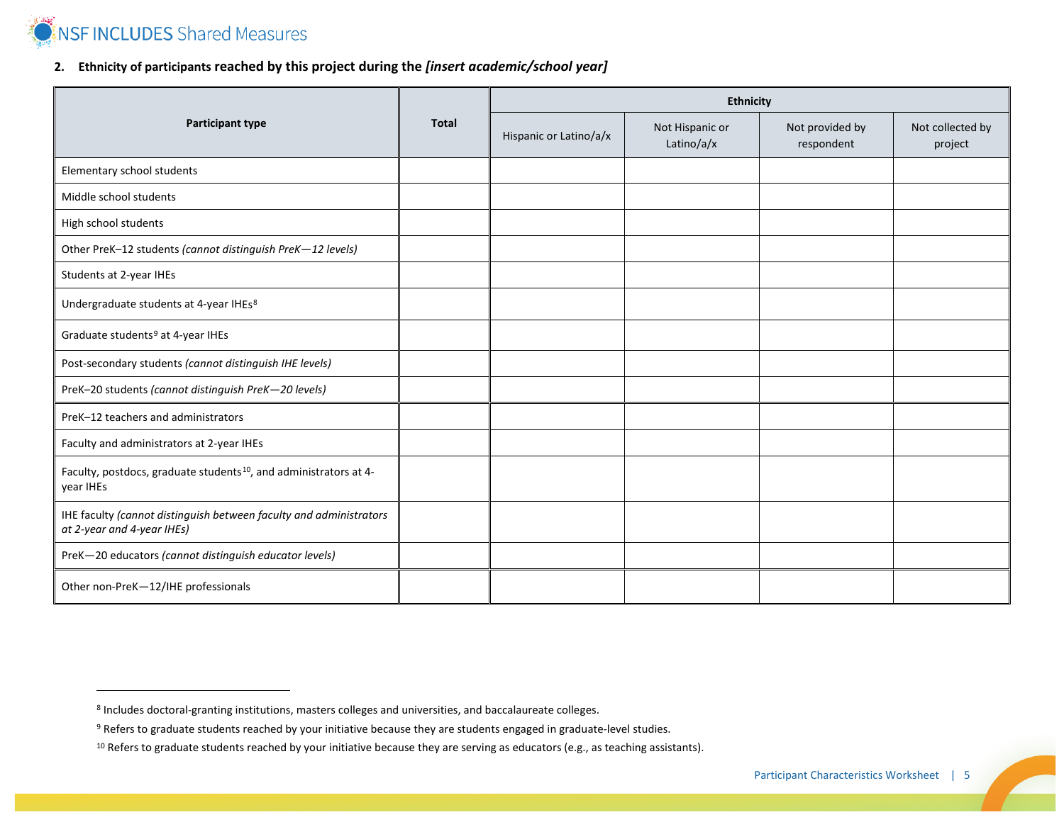**2. Ethnicity of participants reached by this project during the *[insert academic/school year]***

| Participant type | Total | Ethnicity | | | |
|---|---|---|---|---|---|
| | | Hispanic or Latino/a/x | Not Hispanic or Latino/a/x | Not provided by respondent | Not collected by project |
| Elementary school students | | | | | |
| Middle school students | | | | | |
| High school students | | | | | |
| Other PreK–12 students *(cannot distinguish PreK—12 levels)* | | | | | |
| Students at 2-year IHEs | | | | | |
| Undergraduate students at 4-year IHEs[8] | | | | | |
| Graduate students[9] at 4-year IHEs | | | | | |
| Post-secondary students *(cannot distinguish IHE levels)* | | | | | |
| PreK–20 students *(cannot distinguish PreK—20 levels)* | | | | | |
| PreK–12 teachers and administrators | | | | | |
| Faculty and administrators at 2-year IHEs | | | | | |
| Faculty, postdocs, graduate students[10], and administrators at 4-year IHEs | | | | | |
| IHE faculty *(cannot distinguish between faculty and administrators at 2-year and 4-year IHEs)* | | | | | |
| PreK—20 educators *(cannot distinguish educator levels)* | | | | | |
| Other non-PreK—12/IHE professionals | | | | | |

[8] Includes doctoral-granting institutions, masters colleges and universities, and baccalaureate colleges.

[9] Refers to graduate students reached by your initiative because they are students engaged in graduate-level studies.

[10] Refers to graduate students reached by your initiative because they are serving as educators (e.g., as teaching assistants).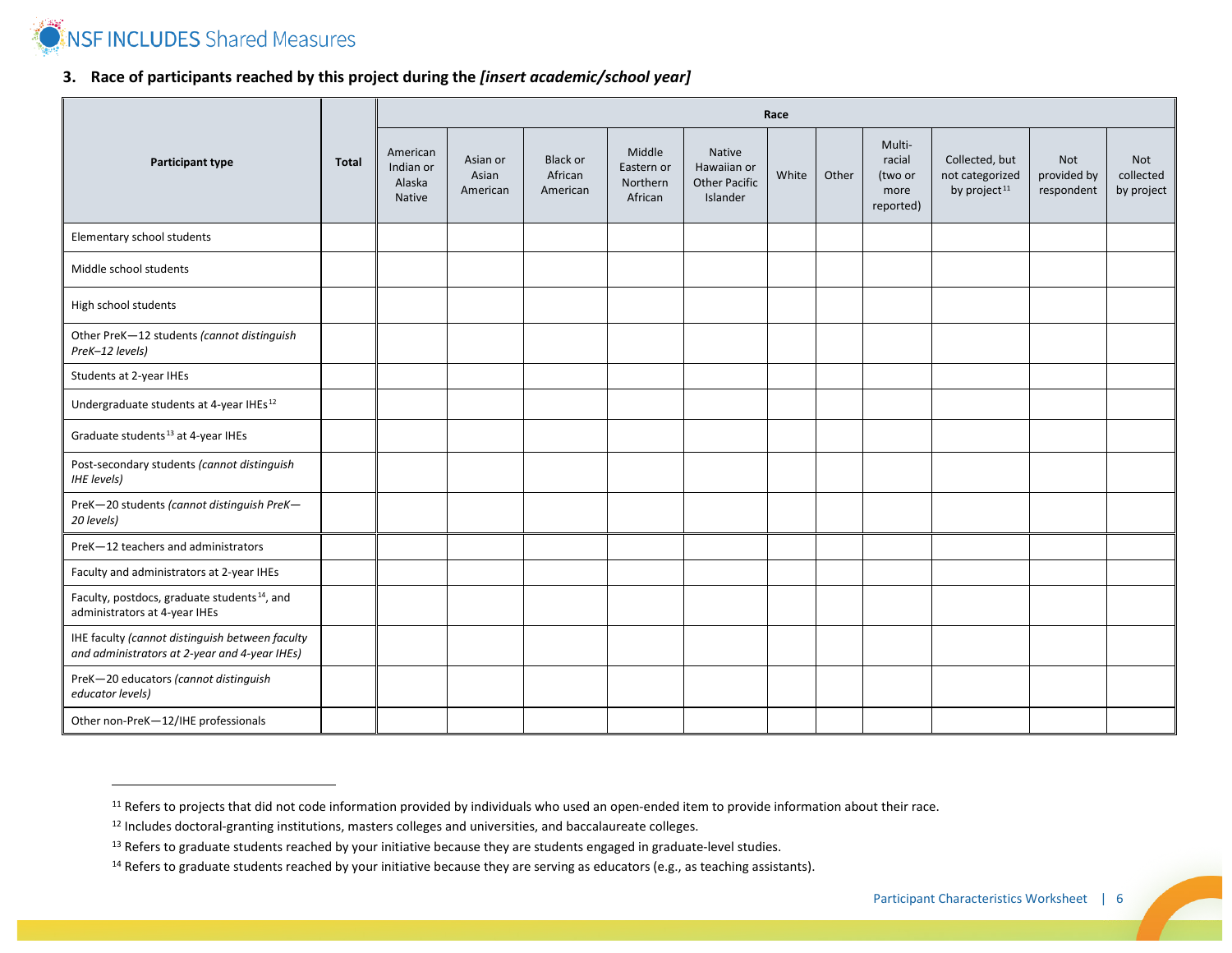**3. Race of participants reached by this project during the *[insert academic/school year]***

| Participant type | Total | Race | | | | | | | | | | |
|---|---|---|---|---|---|---|---|---|---|---|---|---|
| | | American Indian or Alaska Native | Asian or Asian American | Black or African American | Middle Eastern or Northern African | Native Hawaiian or Other Pacific Islander | White | Other | Multi-racial (two or more reported) | Collected, but not categorized by project[11] | Not provided by respondent | Not collected by project |
| Elementary school students | | | | | | | | | | | | |
| Middle school students | | | | | | | | | | | | |
| High school students | | | | | | | | | | | | |
| Other PreK—12 students *(cannot distinguish PreK–12 levels)* | | | | | | | | | | | | |
| Students at 2-year IHEs | | | | | | | | | | | | |
| Undergraduate students at 4-year IHEs[12] | | | | | | | | | | | | |
| Graduate students[13] at 4-year IHEs | | | | | | | | | | | | |
| Post-secondary students *(cannot distinguish IHE levels)* | | | | | | | | | | | | |
| PreK—20 students *(cannot distinguish PreK—20 levels)* | | | | | | | | | | | | |
| PreK—12 teachers and administrators | | | | | | | | | | | | |
| Faculty and administrators at 2-year IHEs | | | | | | | | | | | | |
| Faculty, postdocs, graduate students[14], and administrators at 4-year IHEs | | | | | | | | | | | | |
| IHE faculty *(cannot distinguish between faculty and administrators at 2-year and 4-year IHEs)* | | | | | | | | | | | | |
| PreK—20 educators *(cannot distinguish educator levels)* | | | | | | | | | | | | |
| Other non-PreK—12/IHE professionals | | | | | | | | | | | | |

[11] Refers to projects that did not code information provided by individuals who used an open-ended item to provide information about their race.

[12] Includes doctoral-granting institutions, masters colleges and universities, and baccalaureate colleges.

[13] Refers to graduate students reached by your initiative because they are students engaged in graduate-level studies.

[14] Refers to graduate students reached by your initiative because they are serving as educators (e.g., as teaching assistants).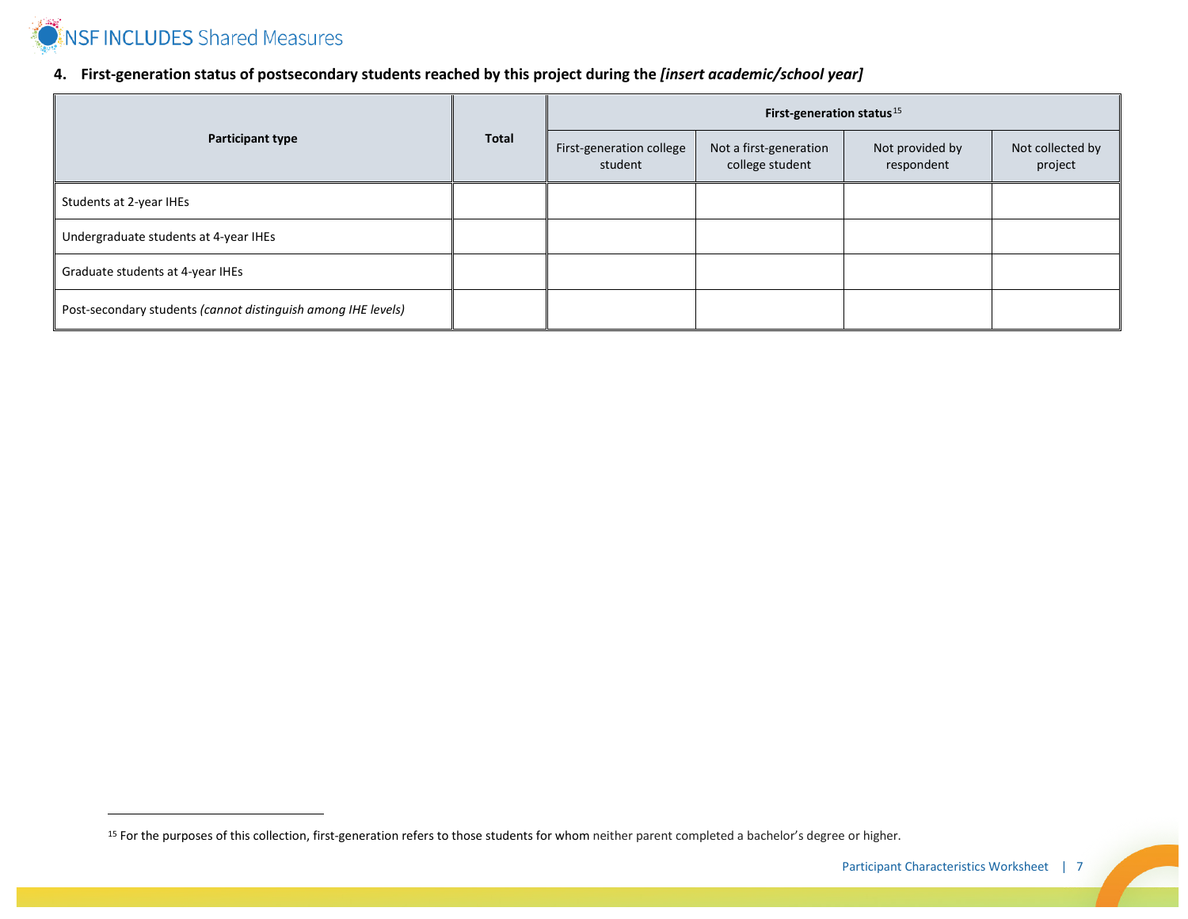**4. First-generation status of postsecondary students reached by this project during the *[insert academic/school year]***

| Participant type | Total | First-generation status[15] | | | |
|---|---|---|---|---|---|
| | | First-generation college student | Not a first-generation college student | Not provided by respondent | Not collected by project |
| Students at 2-year IHEs | | | | | |
| Undergraduate students at 4-year IHEs | | | | | |
| Graduate students at 4-year IHEs | | | | | |
| Post-secondary students *(cannot distinguish among IHE levels)* | | | | | |

[15] For the purposes of this collection, first-generation refers to those students for whom neither parent completed a bachelor's degree or higher.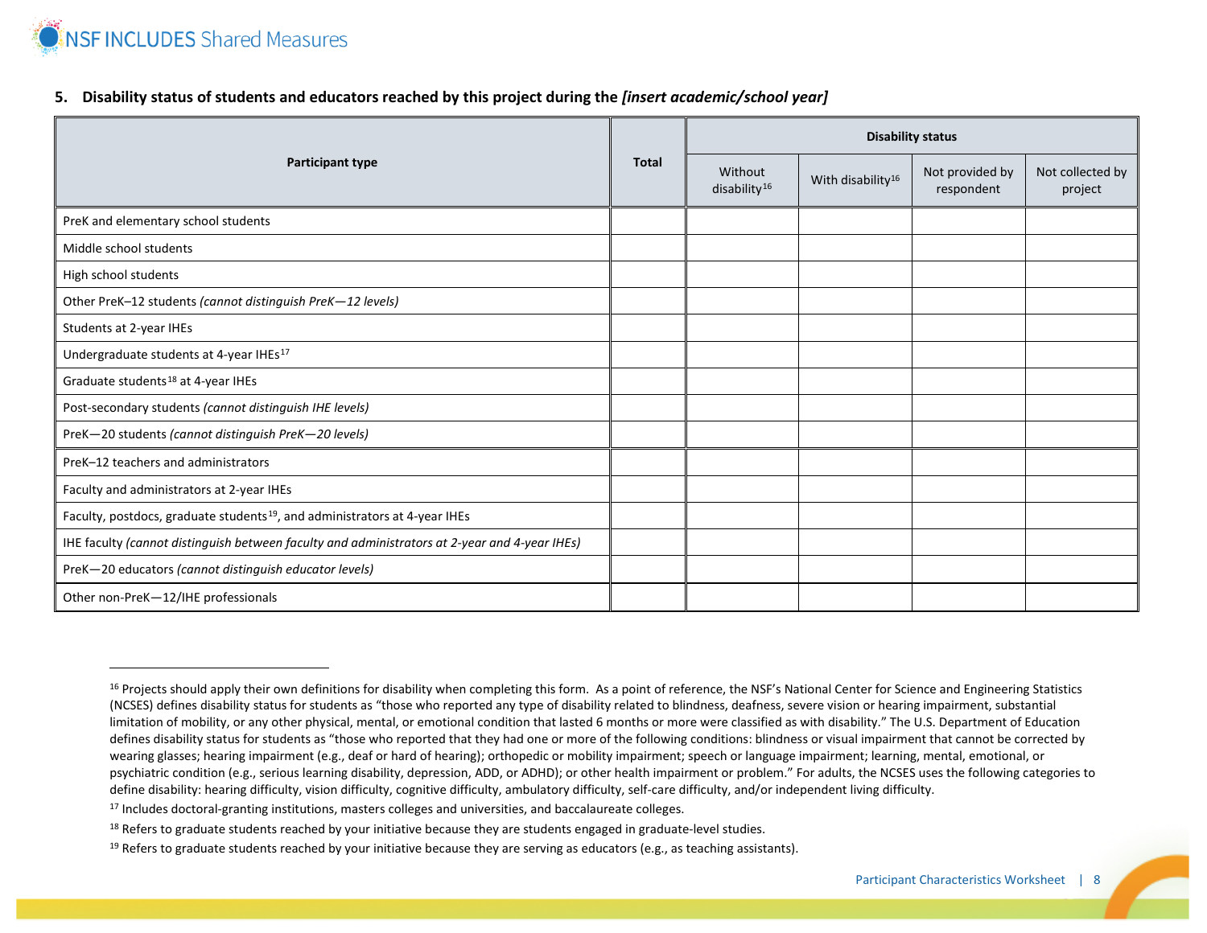**5. Disability status of students and educators reached by this project during the *[insert academic/school year]***

| Participant type | Total | Disability status | | | |
|---|---|---|---|---|---|
| | | Without disability[16] | With disability[16] | Not provided by respondent | Not collected by project |
| PreK and elementary school students | | | | | |
| Middle school students | | | | | |
| High school students | | | | | |
| Other PreK–12 students *(cannot distinguish PreK—12 levels)* | | | | | |
| Students at 2-year IHEs | | | | | |
| Undergraduate students at 4-year IHEs[17] | | | | | |
| Graduate students[18] at 4-year IHEs | | | | | |
| Post-secondary students *(cannot distinguish IHE levels)* | | | | | |
| PreK—20 students *(cannot distinguish PreK—20 levels)* | | | | | |
| PreK–12 teachers and administrators | | | | | |
| Faculty and administrators at 2-year IHEs | | | | | |
| Faculty, postdocs, graduate students[19], and administrators at 4-year IHEs | | | | | |
| IHE faculty *(cannot distinguish between faculty and administrators at 2-year and 4-year IHEs)* | | | | | |
| PreK—20 educators *(cannot distinguish educator levels)* | | | | | |
| Other non-PreK—12/IHE professionals | | | | | |

---

[16] Projects should apply their own definitions for disability when completing this form. As a point of reference, the NSF's National Center for Science and Engineering Statistics (NCSES) defines disability status for students as "those who reported any type of disability related to blindness, deafness, severe vision or hearing impairment, substantial limitation of mobility, or any other physical, mental, or emotional condition that lasted 6 months or more were classified as with disability." The U.S. Department of Education defines disability status for students as "those who reported that they had one or more of the following conditions: blindness or visual impairment that cannot be corrected by wearing glasses; hearing impairment (e.g., deaf or hard of hearing); orthopedic or mobility impairment; speech or language impairment; learning, mental, emotional, or psychiatric condition (e.g., serious learning disability, depression, ADD, or ADHD); or other health impairment or problem." For adults, the NCSES uses the following categories to define disability: hearing difficulty, vision difficulty, cognitive difficulty, ambulatory difficulty, self-care difficulty, and/or independent living difficulty.

[17] Includes doctoral-granting institutions, masters colleges and universities, and baccalaureate colleges.

[18] Refers to graduate students reached by your initiative because they are students engaged in graduate-level studies.

[19] Refers to graduate students reached by your initiative because they are serving as educators (e.g., as teaching assistants).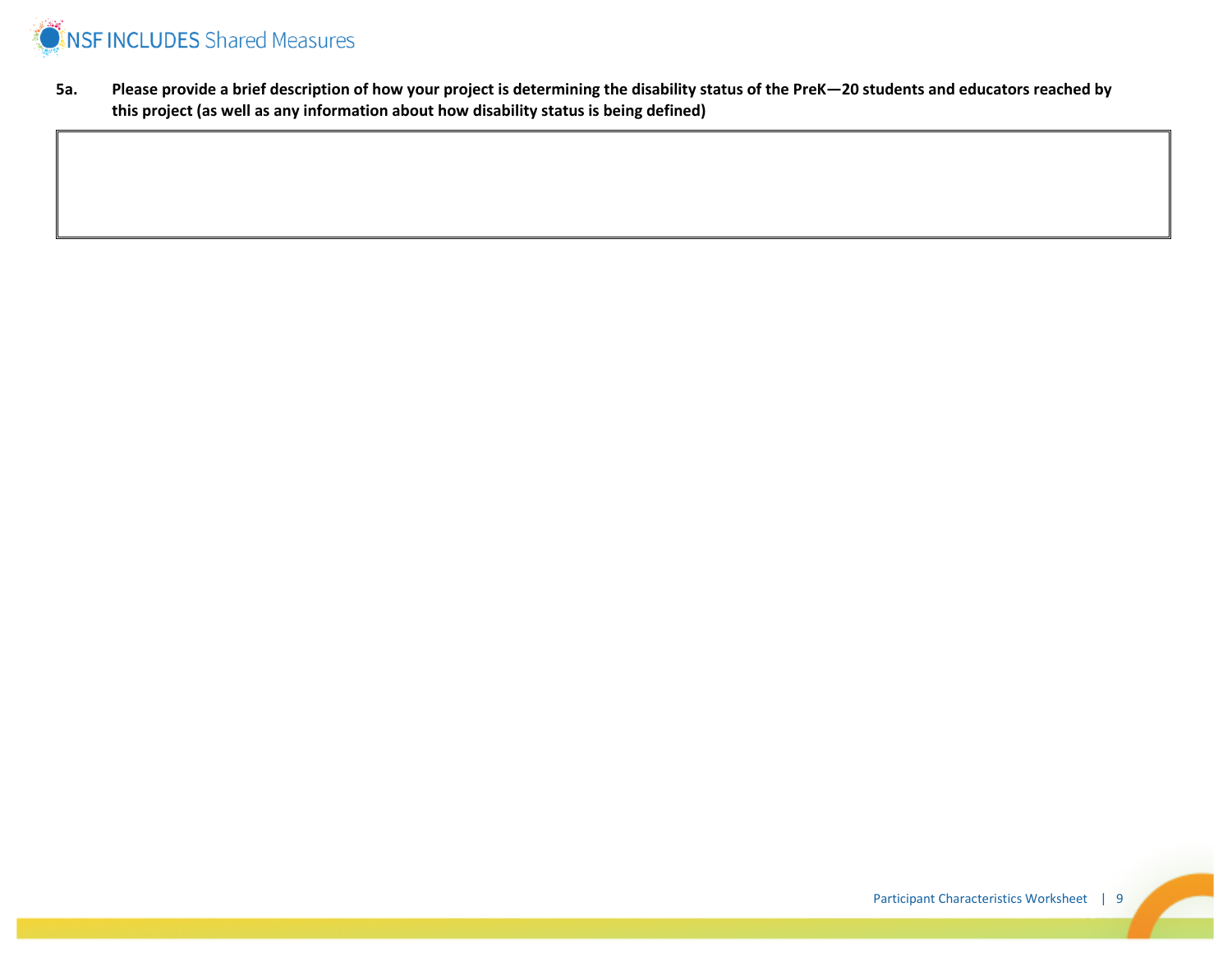**5a. Please provide a brief description of how your project is determining the disability status of the PreK—20 students and educators reached by this project (as well as any information about how disability status is being defined)**

| |
|---|
| |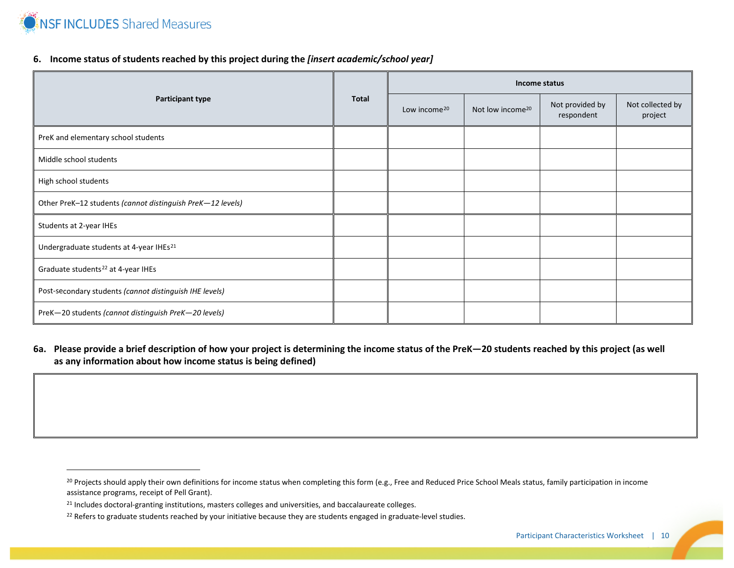**6. Income status of students reached by this project during the *[insert academic/school year]***

| Participant type | Total | Income status | | | |
|---|---|---|---|---|---|
| | | Low income[20] | Not low income[20] | Not provided by respondent | Not collected by project |
| PreK and elementary school students | | | | | |
| Middle school students | | | | | |
| High school students | | | | | |
| Other PreK–12 students *(cannot distinguish PreK—12 levels)* | | | | | |
| Students at 2-year IHEs | | | | | |
| Undergraduate students at 4-year IHEs[21] | | | | | |
| Graduate students[22] at 4-year IHEs | | | | | |
| Post-secondary students *(cannot distinguish IHE levels)* | | | | | |
| PreK—20 students *(cannot distinguish PreK—20 levels)* | | | | | |

**6a. Please provide a brief description of how your project is determining the income status of the PreK—20 students reached by this project (as well as any information about how income status is being defined)**

| |
|---|
| |

[20] Projects should apply their own definitions for income status when completing this form (e.g., Free and Reduced Price School Meals status, family participation in income assistance programs, receipt of Pell Grant).

[21] Includes doctoral-granting institutions, masters colleges and universities, and baccalaureate colleges.

[22] Refers to graduate students reached by your initiative because they are students engaged in graduate-level studies.